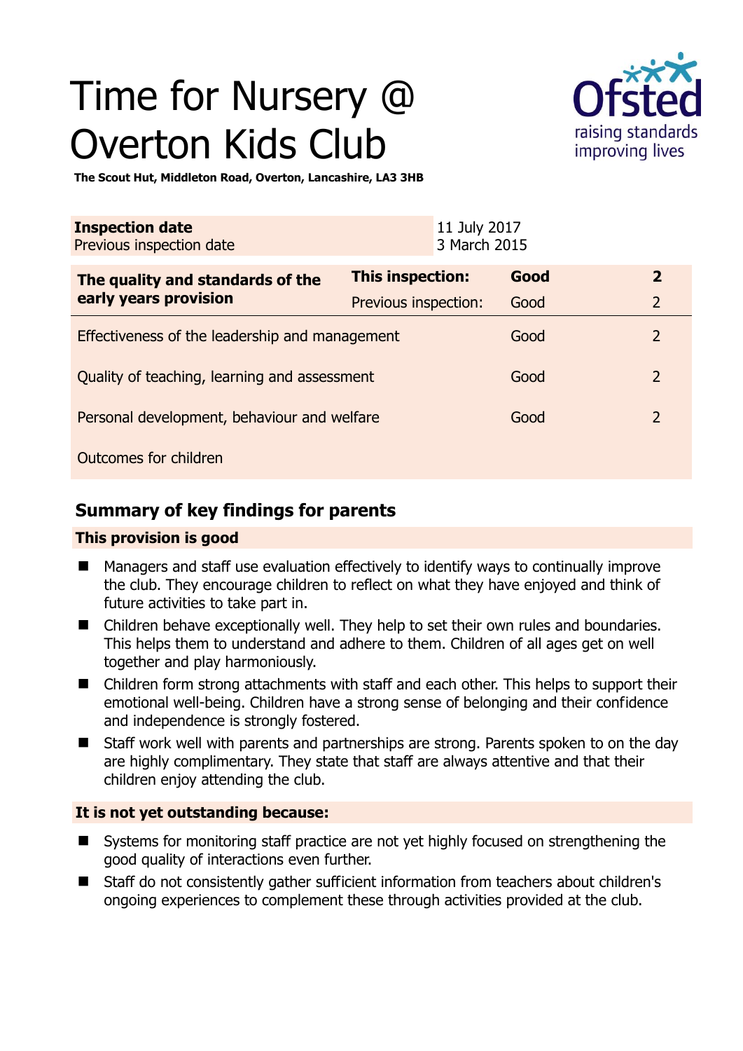# Time for Nursery @ Overton Kids Club

**The Scout Hut, Middleton Road, Overton, Lancashire, LA3 3HB**

| **Inspection date** | 11 July 2017 |
|---|---|
| Previous inspection date | 3 March 2015 |

| **The quality and standards of the early years provision** | **This inspection:** | **Good** | **2** |
|---|---|---|---|
| | Previous inspection: | Good | 2 |
| Effectiveness of the leadership and management | | Good | 2 |
| Quality of teaching, learning and assessment | | Good | 2 |
| Personal development, behaviour and welfare | | Good | 2 |
| Outcomes for children | | | |

## Summary of key findings for parents

### This provision is good

- Managers and staff use evaluation effectively to identify ways to continually improve the club. They encourage children to reflect on what they have enjoyed and think of future activities to take part in.
- Children behave exceptionally well. They help to set their own rules and boundaries. This helps them to understand and adhere to them. Children of all ages get on well together and play harmoniously.
- Children form strong attachments with staff and each other. This helps to support their emotional well-being. Children have a strong sense of belonging and their confidence and independence is strongly fostered.
- Staff work well with parents and partnerships are strong. Parents spoken to on the day are highly complimentary. They state that staff are always attentive and that their children enjoy attending the club.

### It is not yet outstanding because:

- Systems for monitoring staff practice are not yet highly focused on strengthening the good quality of interactions even further.
- Staff do not consistently gather sufficient information from teachers about children's ongoing experiences to complement these through activities provided at the club.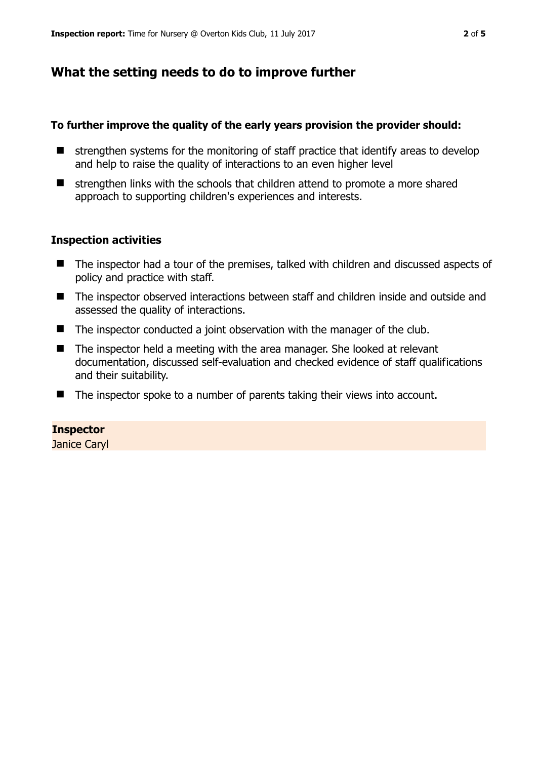## What the setting needs to do to improve further

**To further improve the quality of the early years provision the provider should:**

- strengthen systems for the monitoring of staff practice that identify areas to develop and help to raise the quality of interactions to an even higher level
- strengthen links with the schools that children attend to promote a more shared approach to supporting children's experiences and interests.

### Inspection activities

- The inspector had a tour of the premises, talked with children and discussed aspects of policy and practice with staff.
- The inspector observed interactions between staff and children inside and outside and assessed the quality of interactions.
- The inspector conducted a joint observation with the manager of the club.
- The inspector held a meeting with the area manager. She looked at relevant documentation, discussed self-evaluation and checked evidence of staff qualifications and their suitability.
- The inspector spoke to a number of parents taking their views into account.

**Inspector**
Janice Caryl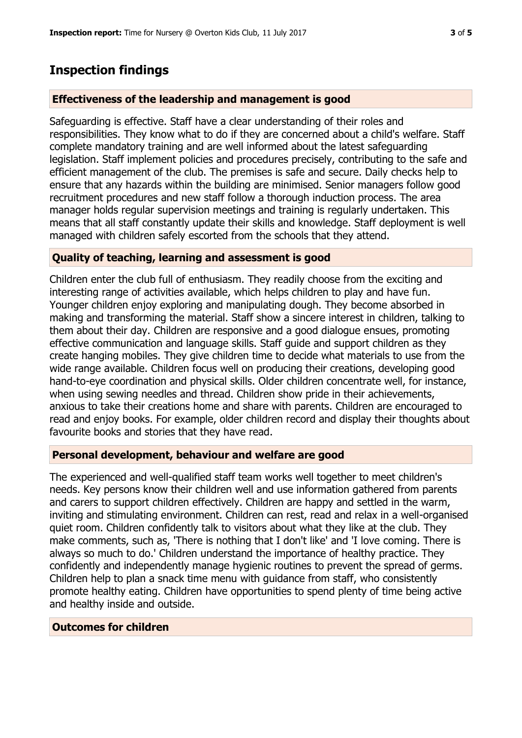## Inspection findings

### Effectiveness of the leadership and management is good

Safeguarding is effective. Staff have a clear understanding of their roles and responsibilities. They know what to do if they are concerned about a child's welfare. Staff complete mandatory training and are well informed about the latest safeguarding legislation. Staff implement policies and procedures precisely, contributing to the safe and efficient management of the club. The premises is safe and secure. Daily checks help to ensure that any hazards within the building are minimised. Senior managers follow good recruitment procedures and new staff follow a thorough induction process. The area manager holds regular supervision meetings and training is regularly undertaken. This means that all staff constantly update their skills and knowledge. Staff deployment is well managed with children safely escorted from the schools that they attend.

### Quality of teaching, learning and assessment is good

Children enter the club full of enthusiasm. They readily choose from the exciting and interesting range of activities available, which helps children to play and have fun. Younger children enjoy exploring and manipulating dough. They become absorbed in making and transforming the material. Staff show a sincere interest in children, talking to them about their day. Children are responsive and a good dialogue ensues, promoting effective communication and language skills. Staff guide and support children as they create hanging mobiles. They give children time to decide what materials to use from the wide range available. Children focus well on producing their creations, developing good hand-to-eye coordination and physical skills. Older children concentrate well, for instance, when using sewing needles and thread. Children show pride in their achievements, anxious to take their creations home and share with parents. Children are encouraged to read and enjoy books. For example, older children record and display their thoughts about favourite books and stories that they have read.

### Personal development, behaviour and welfare are good

The experienced and well-qualified staff team works well together to meet children's needs. Key persons know their children well and use information gathered from parents and carers to support children effectively. Children are happy and settled in the warm, inviting and stimulating environment. Children can rest, read and relax in a well-organised quiet room. Children confidently talk to visitors about what they like at the club. They make comments, such as, 'There is nothing that I don't like' and 'I love coming. There is always so much to do.' Children understand the importance of healthy practice. They confidently and independently manage hygienic routines to prevent the spread of germs. Children help to plan a snack time menu with guidance from staff, who consistently promote healthy eating. Children have opportunities to spend plenty of time being active and healthy inside and outside.

### Outcomes for children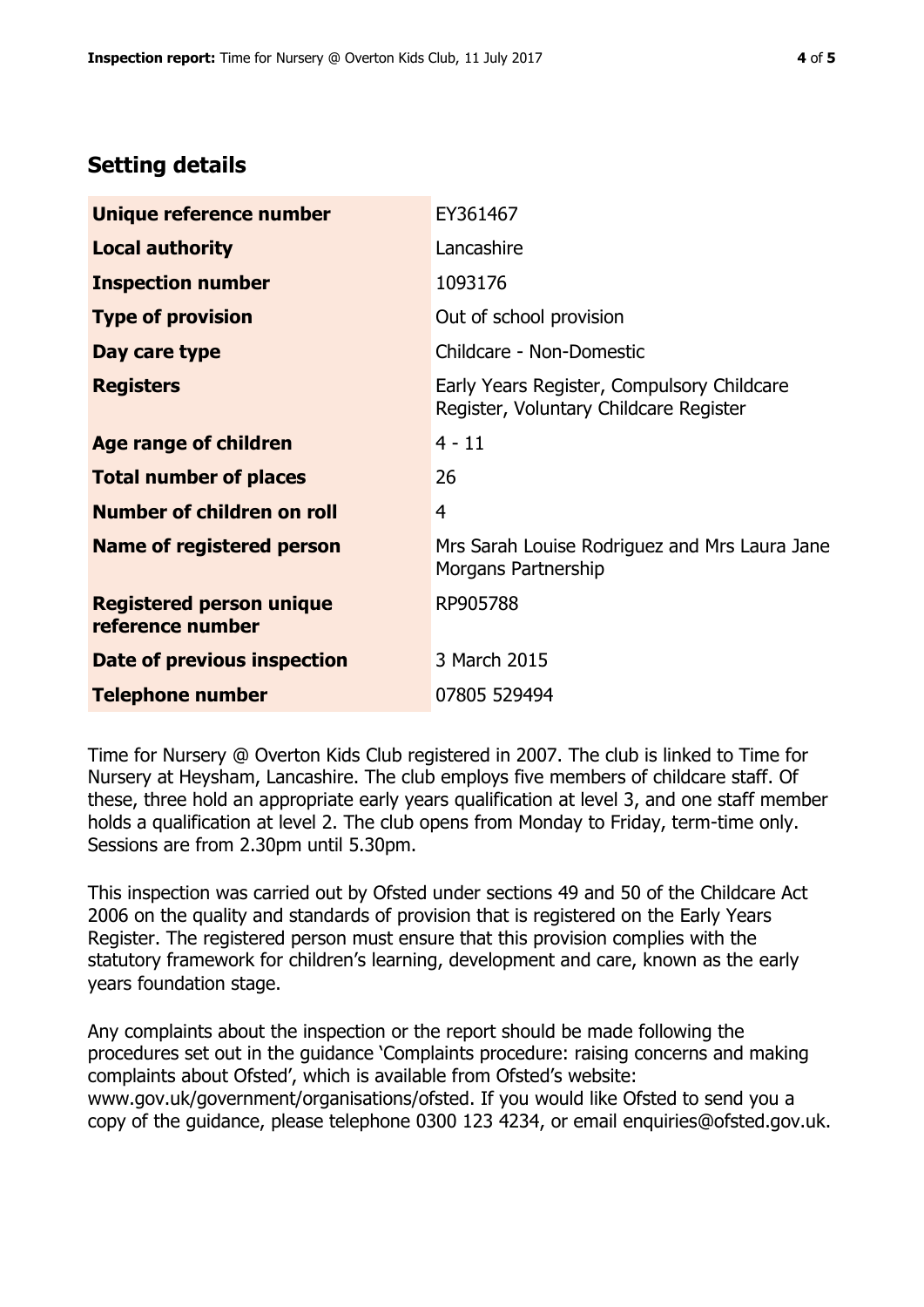## Setting details

| | |
|---|---|
| **Unique reference number** | EY361467 |
| **Local authority** | Lancashire |
| **Inspection number** | 1093176 |
| **Type of provision** | Out of school provision |
| **Day care type** | Childcare - Non-Domestic |
| **Registers** | Early Years Register, Compulsory Childcare Register, Voluntary Childcare Register |
| **Age range of children** | 4 - 11 |
| **Total number of places** | 26 |
| **Number of children on roll** | 4 |
| **Name of registered person** | Mrs Sarah Louise Rodriguez and Mrs Laura Jane Morgans Partnership |
| **Registered person unique reference number** | RP905788 |
| **Date of previous inspection** | 3 March 2015 |
| **Telephone number** | 07805 529494 |

Time for Nursery @ Overton Kids Club registered in 2007. The club is linked to Time for Nursery at Heysham, Lancashire. The club employs five members of childcare staff. Of these, three hold an appropriate early years qualification at level 3, and one staff member holds a qualification at level 2. The club opens from Monday to Friday, term-time only. Sessions are from 2.30pm until 5.30pm.

This inspection was carried out by Ofsted under sections 49 and 50 of the Childcare Act 2006 on the quality and standards of provision that is registered on the Early Years Register. The registered person must ensure that this provision complies with the statutory framework for children's learning, development and care, known as the early years foundation stage.

Any complaints about the inspection or the report should be made following the procedures set out in the guidance 'Complaints procedure: raising concerns and making complaints about Ofsted', which is available from Ofsted's website: www.gov.uk/government/organisations/ofsted. If you would like Ofsted to send you a copy of the guidance, please telephone 0300 123 4234, or email enquiries@ofsted.gov.uk.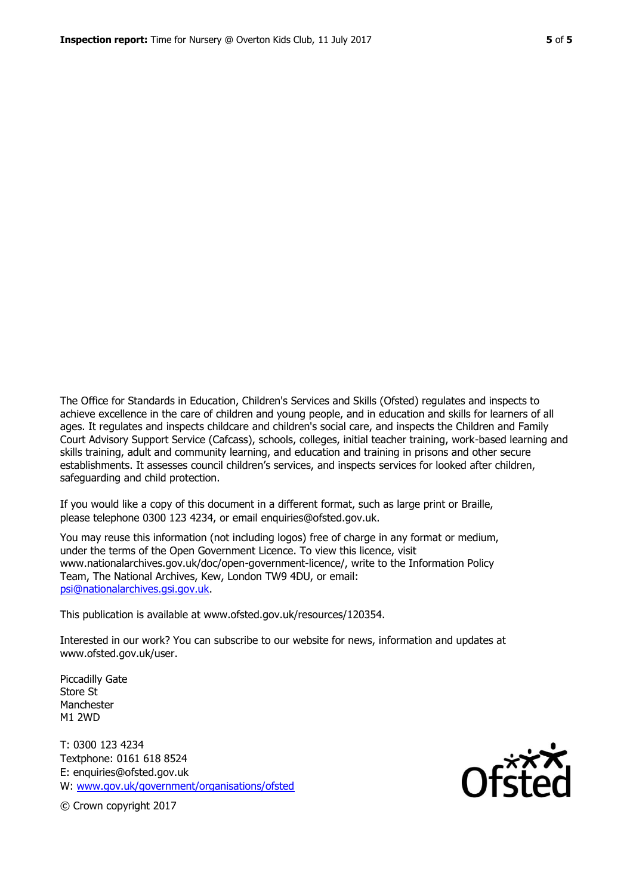The Office for Standards in Education, Children's Services and Skills (Ofsted) regulates and inspects to achieve excellence in the care of children and young people, and in education and skills for learners of all ages. It regulates and inspects childcare and children's social care, and inspects the Children and Family Court Advisory Support Service (Cafcass), schools, colleges, initial teacher training, work-based learning and skills training, adult and community learning, and education and training in prisons and other secure establishments. It assesses council children's services, and inspects services for looked after children, safeguarding and child protection.

If you would like a copy of this document in a different format, such as large print or Braille, please telephone 0300 123 4234, or email enquiries@ofsted.gov.uk.

You may reuse this information (not including logos) free of charge in any format or medium, under the terms of the Open Government Licence. To view this licence, visit www.nationalarchives.gov.uk/doc/open-government-licence/, write to the Information Policy Team, The National Archives, Kew, London TW9 4DU, or email: psi@nationalarchives.gsi.gov.uk.

This publication is available at www.ofsted.gov.uk/resources/120354.

Interested in our work? You can subscribe to our website for news, information and updates at www.ofsted.gov.uk/user.

Piccadilly Gate  
Store St  
Manchester  
M1 2WD

T: 0300 123 4234  
Textphone: 0161 618 8524  
E: enquiries@ofsted.gov.uk  
W: www.gov.uk/government/organisations/ofsted

© Crown copyright 2017